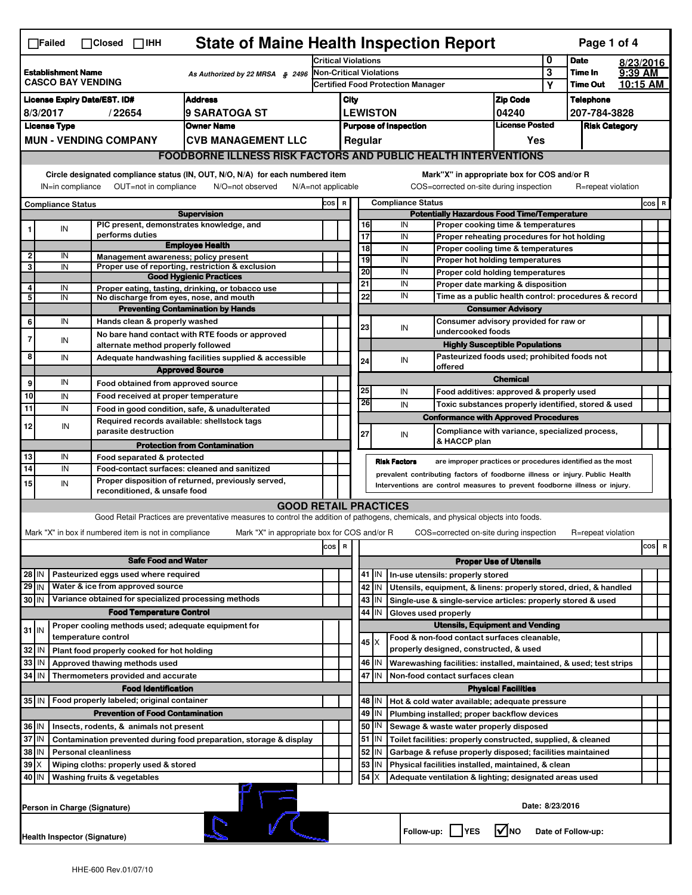☐Failed ☐Closed ☐IHH

# State of Maine Health Inspection Report

| Establishment Name | As Authorized by 22 MRSA § 2496 | | | |
|---|---|---|---|---|
| CASCO BAY VENDING | | Critical Violations | 0 | Date 8/23/2016 |
| | | Non-Critical Violations | 3 | Time In 9:39 AM |
| | | Certified Food Protection Manager | Y | Time Out 10:15 AM |

| License Expiry Date/EST. ID# | Address | City | Zip Code | Telephone |
|---|---|---|---|---|
| 8/3/2017 / 22654 | 9 SARATOGA ST | LEWISTON | 04240 | 207-784-3828 |

| License Type | Owner Name | Purpose of Inspection | License Posted | Risk Category |
|---|---|---|---|---|
| MUN - VENDING COMPANY | CVB MANAGEMENT LLC | Regular | Yes | |

## FOODBORNE ILLNESS RISK FACTORS AND PUBLIC HEALTH INTERVENTIONS

Circle designated compliance status (IN, OUT, N/O, N/A) for each numbered item — IN=in compliance, OUT=not in compliance, N/O=not observed, N/A=not applicable

Mark "X" in appropriate box for COS and/or R — COS=corrected on-site during inspection, R=repeat violation

| # | Compliance Status | Item | COS | R |
|---|---|---|---|---|
| | | **Supervision** | | |
| 1 | IN | PIC present, demonstrates knowledge, and performs duties | | |
| | | **Employee Health** | | |
| 2 | IN | Management awareness; policy present | | |
| 3 | IN | Proper use of reporting, restriction & exclusion | | |
| | | **Good Hygienic Practices** | | |
| 4 | IN | Proper eating, tasting, drinking, or tobacco use | | |
| 5 | IN | No discharge from eyes, nose, and mouth | | |
| | | **Preventing Contamination by Hands** | | |
| 6 | IN | Hands clean & properly washed | | |
| 7 | IN | No bare hand contact with RTE foods or approved alternate method properly followed | | |
| 8 | IN | Adequate handwashing facilities supplied & accessible | | |
| | | **Approved Source** | | |
| 9 | IN | Food obtained from approved source | | |
| 10 | IN | Food received at proper temperature | | |
| 11 | IN | Food in good condition, safe, & unadulterated | | |
| 12 | IN | Required records available: shellstock tags parasite destruction | | |
| | | **Protection from Contamination** | | |
| 13 | IN | Food separated & protected | | |
| 14 | IN | Food-contact surfaces: cleaned and sanitized | | |
| 15 | IN | Proper disposition of returned, previously served, reconditioned, & unsafe food | | |
| | | **Potentially Hazardous Food Time/Temperature** | | |
| 16 | IN | Proper cooking time & temperatures | | |
| 17 | IN | Proper reheating procedures for hot holding | | |
| 18 | IN | Proper cooling time & temperatures | | |
| 19 | IN | Proper hot holding temperatures | | |
| 20 | IN | Proper cold holding temperatures | | |
| 21 | IN | Proper date marking & disposition | | |
| 22 | IN | Time as a public health control: procedures & record | | |
| | | **Consumer Advisory** | | |
| 23 | IN | Consumer advisory provided for raw or undercooked foods | | |
| | | **Highly Susceptible Populations** | | |
| 24 | IN | Pasteurized foods used; prohibited foods not offered | | |
| | | **Chemical** | | |
| 25 | IN | Food additives: approved & properly used | | |
| 26 | IN | Toxic substances properly identified, stored & used | | |
| | | **Conformance with Approved Procedures** | | |
| 27 | IN | Compliance with variance, specialized process, & HACCP plan | | |

**Risk Factors** are improper practices or procedures identified as the most prevalent contributing factors of foodborne illness or injury. Public Health Interventions are control measures to prevent foodborne illness or injury.

## GOOD RETAIL PRACTICES

Good Retail Practices are preventative measures to control the addition of pathogens, chemicals, and physical objects into foods.

Mark "X" in box if numbered item is not in compliance — Mark "X" in appropriate box for COS and/or R — COS=corrected on-site during inspection — R=repeat violation

| # | Status | Item | COS | R |
|---|---|---|---|---|
| | | **Safe Food and Water** | | |
| 28 | IN | Pasteurized eggs used where required | | |
| 29 | IN | Water & ice from approved source | | |
| 30 | IN | Variance obtained for specialized processing methods | | |
| | | **Food Temperature Control** | | |
| 31 | IN | Proper cooling methods used; adequate equipment for temperature control | | |
| 32 | IN | Plant food properly cooked for hot holding | | |
| 33 | IN | Approved thawing methods used | | |
| 34 | IN | Thermometers provided and accurate | | |
| | | **Food Identification** | | |
| 35 | IN | Food properly labeled; original container | | |
| | | **Prevention of Food Contamination** | | |
| 36 | IN | Insects, rodents, & animals not present | | |
| 37 | IN | Contamination prevented during food preparation, storage & display | | |
| 38 | IN | Personal cleanliness | | |
| 39 | X | Wiping cloths: properly used & stored | | |
| 40 | IN | Washing fruits & vegetables | | |
| | | **Proper Use of Utensils** | | |
| 41 | IN | In-use utensils: properly stored | | |
| 42 | IN | Utensils, equipment, & linens: properly stored, dried, & handled | | |
| 43 | IN | Single-use & single-service articles: properly stored & used | | |
| 44 | IN | Gloves used properly | | |
| | | **Utensils, Equipment and Vending** | | |
| 45 | X | Food & non-food contact surfaces cleanable, properly designed, constructed, & used | | |
| 46 | IN | Warewashing facilities: installed, maintained, & used; test strips | | |
| 47 | IN | Non-food contact surfaces clean | | |
| | | **Physical Facilities** | | |
| 48 | IN | Hot & cold water available; adequate pressure | | |
| 49 | IN | Plumbing installed; proper backflow devices | | |
| 50 | IN | Sewage & waste water properly disposed | | |
| 51 | IN | Toilet facilities: properly constructed, supplied, & cleaned | | |
| 52 | IN | Garbage & refuse properly disposed; facilities maintained | | |
| 53 | IN | Physical facilities installed, maintained, & clean | | |
| 54 | X | Adequate ventilation & lighting; designated areas used | | |

Person in Charge (Signature)

Date: 8/23/2016

Health Inspector (Signature)

Follow-up: ☐ YES ☑ NO Date of Follow-up:

HHE-600 Rev.01/07/10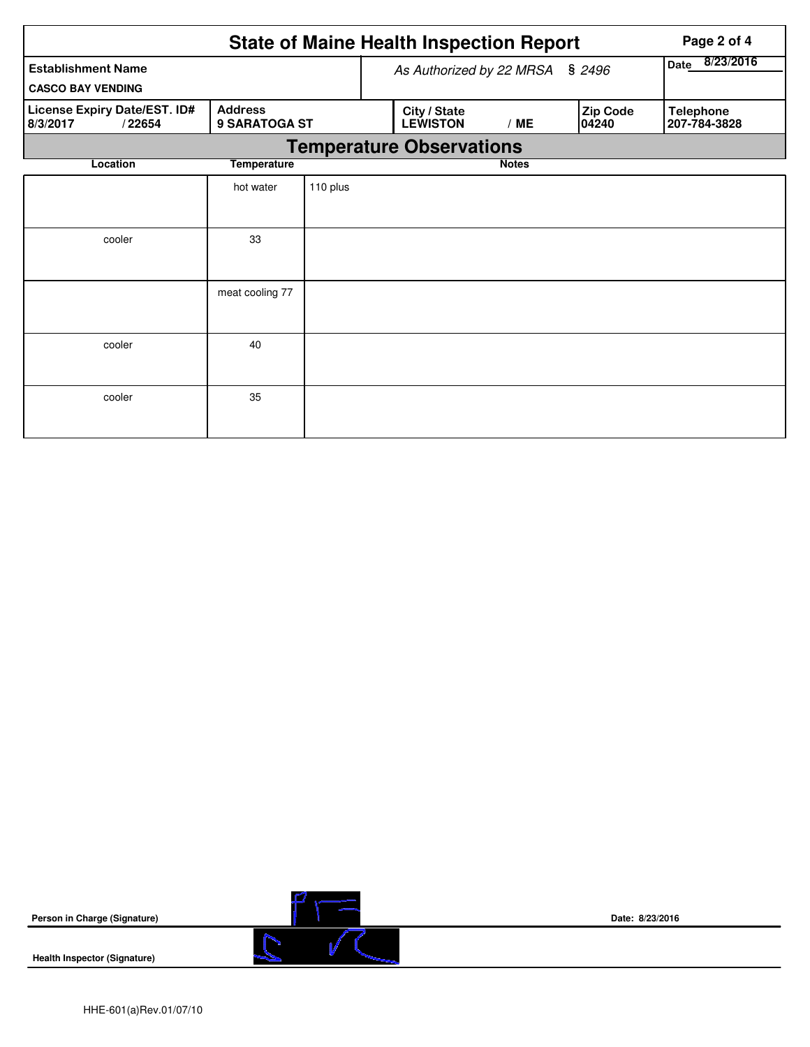# State of Maine Health Inspection Report

| Establishment Name | As Authorized by 22 MRSA § 2496 | Date 8/23/2016 |
|---|---|---|
| CASCO BAY VENDING | | |

| License Expiry Date/EST. ID# | Address | City / State | Zip Code | Telephone |
|---|---|---|---|---|
| 8/3/2017 / 22654 | 9 SARATOGA ST | LEWISTON / ME | 04240 | 207-784-3828 |

## Temperature Observations

| Location | Temperature | Notes |
|---|---|---|
| | hot water | 110 plus |
| cooler | 33 | |
| | meat cooling 77 | |
| cooler | 40 | |
| cooler | 35 | |

**Person in Charge (Signature)** Date: 8/23/2016

**Health Inspector (Signature)**

HHE-601(a)Rev.01/07/10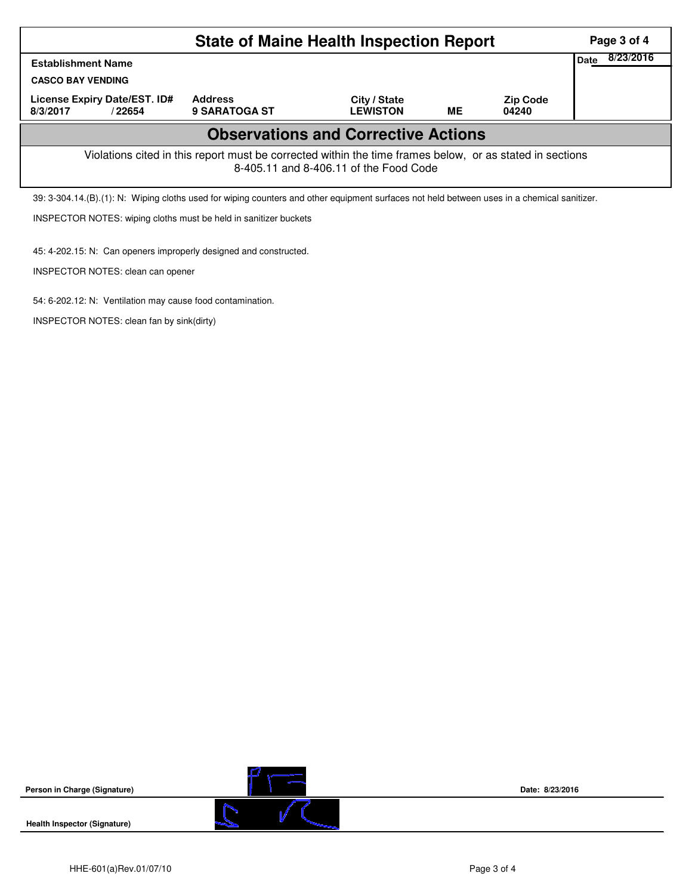# State of Maine Health Inspection Report

| Establishment Name | | | | | Date 8/23/2016 |
|---|---|---|---|---|---|
| CASCO BAY VENDING | | | | | |
| License Expiry Date/EST. ID# | | Address | City / State | | Zip Code |
| 8/3/2017 | / 22654 | 9 SARATOGA ST | LEWISTON | ME | 04240 |

## Observations and Corrective Actions

Violations cited in this report must be corrected within the time frames below, or as stated in sections 8-405.11 and 8-406.11 of the Food Code

39: 3-304.14.(B).(1): N: Wiping cloths used for wiping counters and other equipment surfaces not held between uses in a chemical sanitizer.

INSPECTOR NOTES: wiping cloths must be held in sanitizer buckets

45: 4-202.15: N: Can openers improperly designed and constructed.

INSPECTOR NOTES: clean can opener

54: 6-202.12: N: Ventilation may cause food contamination.

INSPECTOR NOTES: clean fan by sink(dirty)

**Person in Charge (Signature)** — Date: 8/23/2016

**Health Inspector (Signature)**

HHE-601(a)Rev.01/07/10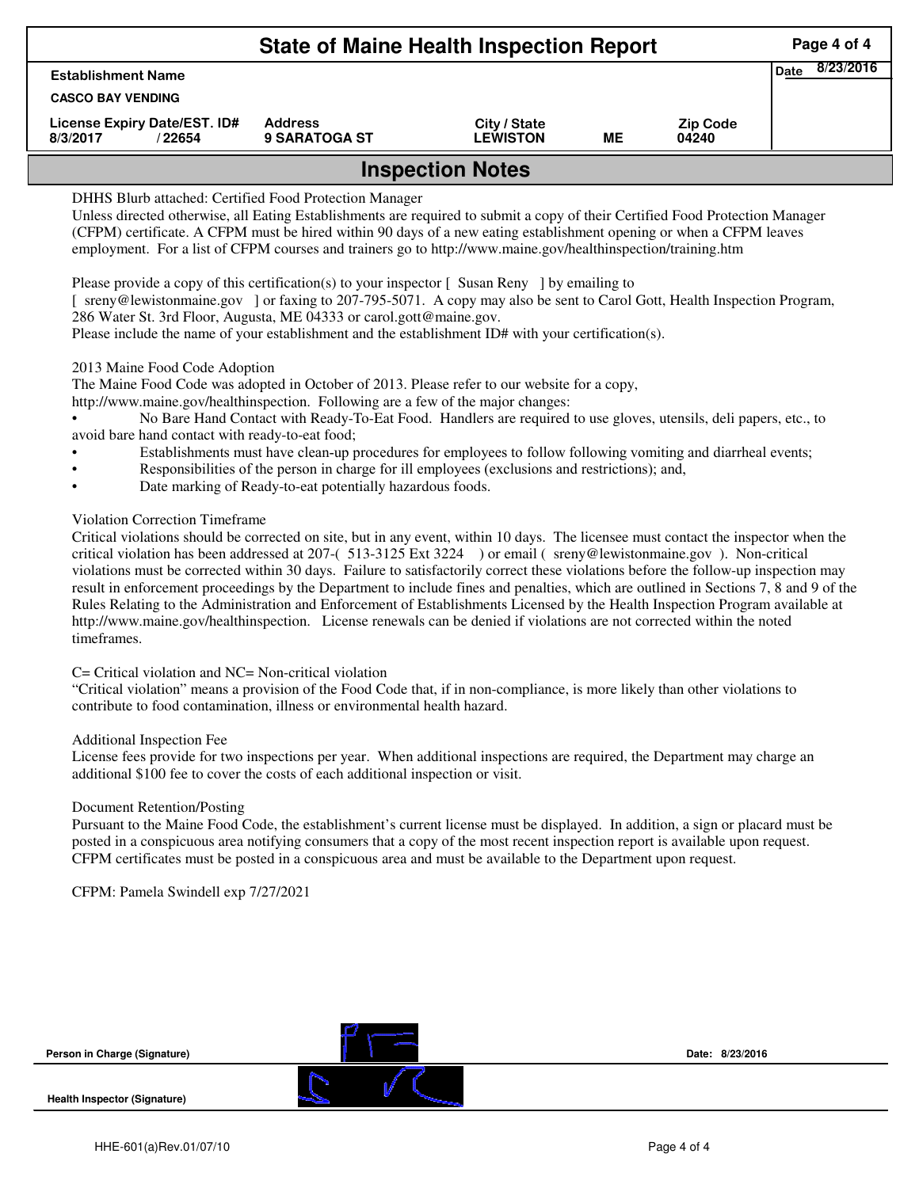# State of Maine Health Inspection Report

| Establishment Name | | | | | Date 8/23/2016 |
|---|---|---|---|---|---|
| CASCO BAY VENDING | | | | | |
| License Expiry Date/EST. ID# | Address | City / State | | Zip Code | |
| 8/3/2017 / 22654 | 9 SARATOGA ST | LEWISTON | ME | 04240 | |

## Inspection Notes

DHHS Blurb attached: Certified Food Protection Manager

Unless directed otherwise, all Eating Establishments are required to submit a copy of their Certified Food Protection Manager (CFPM) certificate. A CFPM must be hired within 90 days of a new eating establishment opening or when a CFPM leaves employment. For a list of CFPM courses and trainers go to http://www.maine.gov/healthinspection/training.htm

Please provide a copy of this certification(s) to your inspector [ Susan Reny ] by emailing to [ sreny@lewistonmaine.gov ] or faxing to 207-795-5071. A copy may also be sent to Carol Gott, Health Inspection Program, 286 Water St. 3rd Floor, Augusta, ME 04333 or carol.gott@maine.gov.

Please include the name of your establishment and the establishment ID# with your certification(s).

2013 Maine Food Code Adoption

The Maine Food Code was adopted in October of 2013. Please refer to our website for a copy, http://www.maine.gov/healthinspection. Following are a few of the major changes:

- No Bare Hand Contact with Ready-To-Eat Food. Handlers are required to use gloves, utensils, deli papers, etc., to avoid bare hand contact with ready-to-eat food;
- Establishments must have clean-up procedures for employees to follow following vomiting and diarrheal events;
- Responsibilities of the person in charge for ill employees (exclusions and restrictions); and,
- Date marking of Ready-to-eat potentially hazardous foods.

Violation Correction Timeframe

Critical violations should be corrected on site, but in any event, within 10 days. The licensee must contact the inspector when the critical violation has been addressed at 207-( 513-3125 Ext 3224 ) or email ( sreny@lewistonmaine.gov ). Non-critical violations must be corrected within 30 days. Failure to satisfactorily correct these violations before the follow-up inspection may result in enforcement proceedings by the Department to include fines and penalties, which are outlined in Sections 7, 8 and 9 of the Rules Relating to the Administration and Enforcement of Establishments Licensed by the Health Inspection Program available at http://www.maine.gov/healthinspection. License renewals can be denied if violations are not corrected within the noted timeframes.

C= Critical violation and NC= Non-critical violation

"Critical violation" means a provision of the Food Code that, if in non-compliance, is more likely than other violations to contribute to food contamination, illness or environmental health hazard.

Additional Inspection Fee

License fees provide for two inspections per year. When additional inspections are required, the Department may charge an additional $100 fee to cover the costs of each additional inspection or visit.

Document Retention/Posting

Pursuant to the Maine Food Code, the establishment's current license must be displayed. In addition, a sign or placard must be posted in a conspicuous area notifying consumers that a copy of the most recent inspection report is available upon request. CFPM certificates must be posted in a conspicuous area and must be available to the Department upon request.

CFPM: Pamela Swindell exp 7/27/2021

Person in Charge (Signature) Date: 8/23/2016

Health Inspector (Signature)

HHE-601(a)Rev.01/07/10